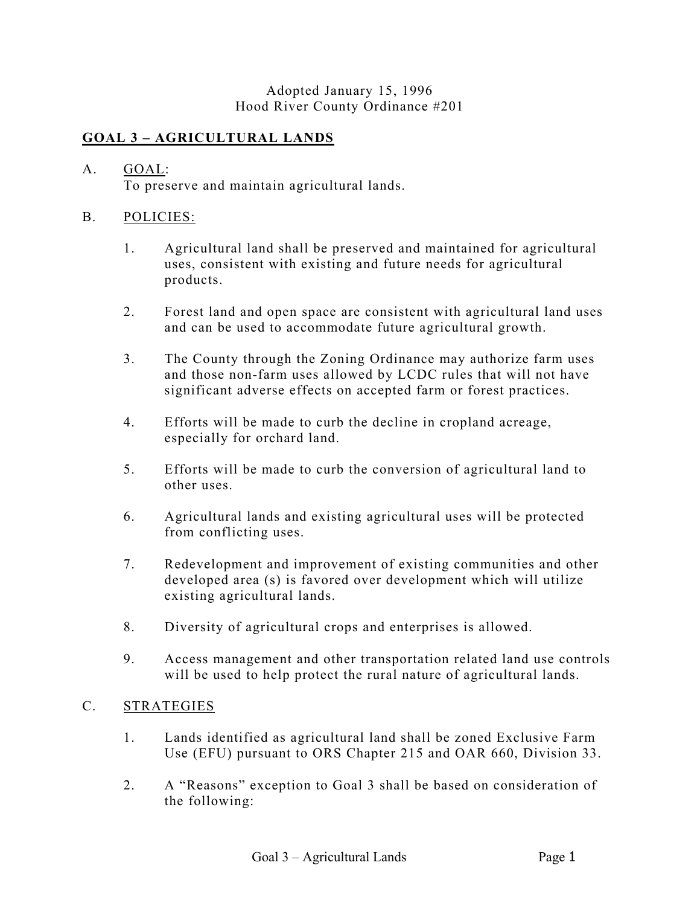Adopted January 15, 1996
Hood River County Ordinance #201

## GOAL 3 – AGRICULTURAL LANDS

A. GOAL:
To preserve and maintain agricultural lands.

B. POLICIES:

1. Agricultural land shall be preserved and maintained for agricultural uses, consistent with existing and future needs for agricultural products.

2. Forest land and open space are consistent with agricultural land uses and can be used to accommodate future agricultural growth.

3. The County through the Zoning Ordinance may authorize farm uses and those non-farm uses allowed by LCDC rules that will not have significant adverse effects on accepted farm or forest practices.

4. Efforts will be made to curb the decline in cropland acreage, especially for orchard land.

5. Efforts will be made to curb the conversion of agricultural land to other uses.

6. Agricultural lands and existing agricultural uses will be protected from conflicting uses.

7. Redevelopment and improvement of existing communities and other developed area (s) is favored over development which will utilize existing agricultural lands.

8. Diversity of agricultural crops and enterprises is allowed.

9. Access management and other transportation related land use controls will be used to help protect the rural nature of agricultural lands.

C. STRATEGIES

1. Lands identified as agricultural land shall be zoned Exclusive Farm Use (EFU) pursuant to ORS Chapter 215 and OAR 660, Division 33.

2. A "Reasons" exception to Goal 3 shall be based on consideration of the following: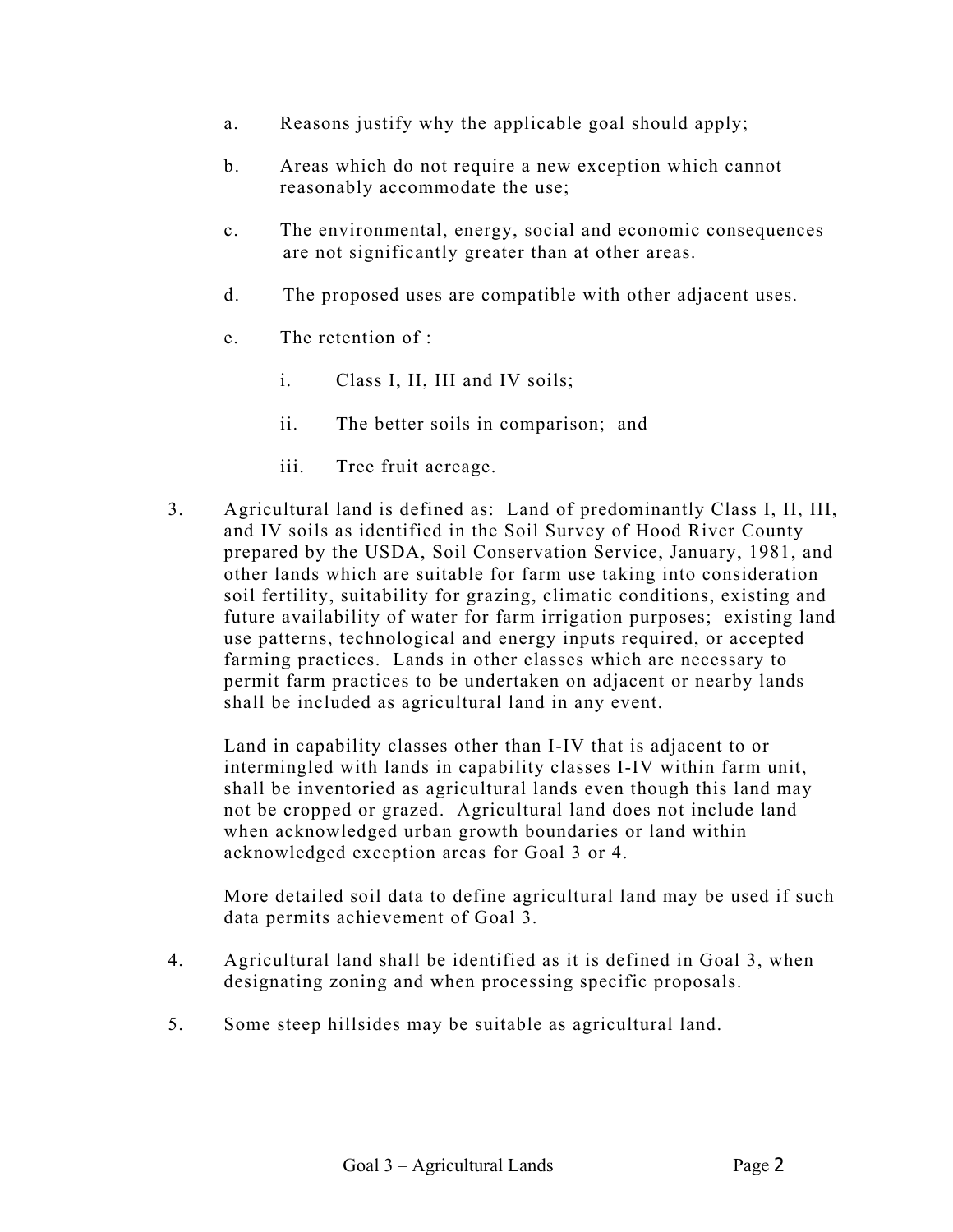a. Reasons justify why the applicable goal should apply;

b. Areas which do not require a new exception which cannot reasonably accommodate the use;

c. The environmental, energy, social and economic consequences are not significantly greater than at other areas.

d. The proposed uses are compatible with other adjacent uses.

e. The retention of :

   i. Class I, II, III and IV soils;

   ii. The better soils in comparison; and

   iii. Tree fruit acreage.

3. Agricultural land is defined as: Land of predominantly Class I, II, III, and IV soils as identified in the Soil Survey of Hood River County prepared by the USDA, Soil Conservation Service, January, 1981, and other lands which are suitable for farm use taking into consideration soil fertility, suitability for grazing, climatic conditions, existing and future availability of water for farm irrigation purposes; existing land use patterns, technological and energy inputs required, or accepted farming practices. Lands in other classes which are necessary to permit farm practices to be undertaken on adjacent or nearby lands shall be included as agricultural land in any event.

   Land in capability classes other than I-IV that is adjacent to or intermingled with lands in capability classes I-IV within farm unit, shall be inventoried as agricultural lands even though this land may not be cropped or grazed. Agricultural land does not include land when acknowledged urban growth boundaries or land within acknowledged exception areas for Goal 3 or 4.

   More detailed soil data to define agricultural land may be used if such data permits achievement of Goal 3.

4. Agricultural land shall be identified as it is defined in Goal 3, when designating zoning and when processing specific proposals.

5. Some steep hillsides may be suitable as agricultural land.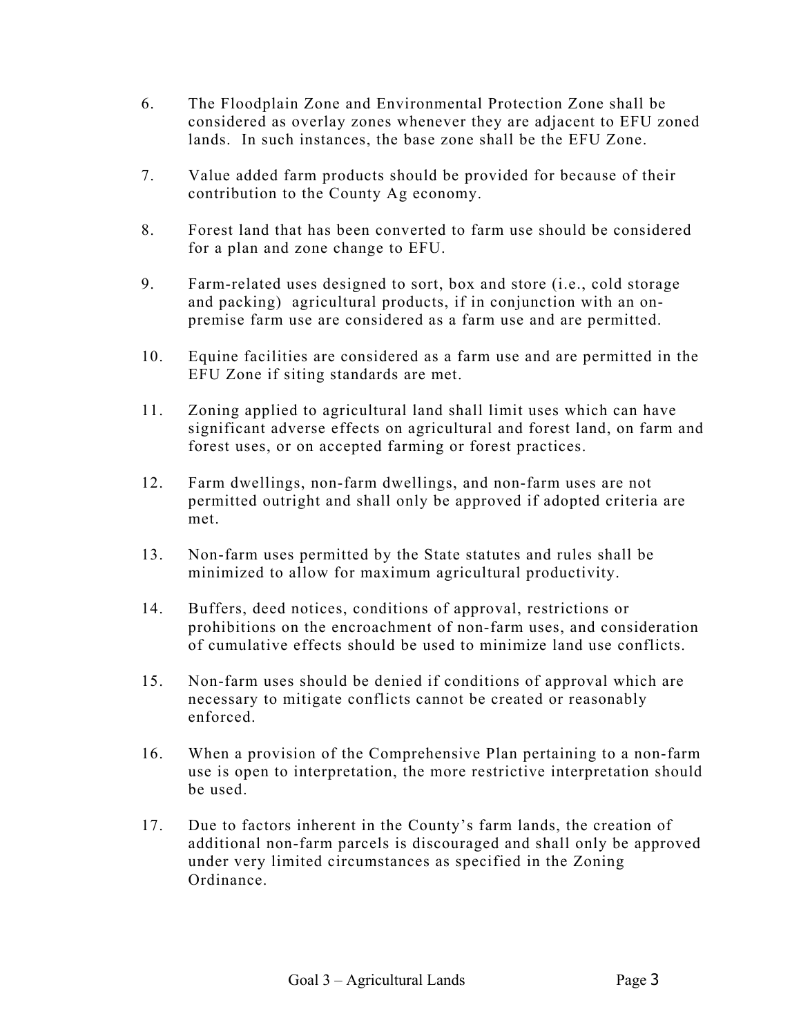6. The Floodplain Zone and Environmental Protection Zone shall be considered as overlay zones whenever they are adjacent to EFU zoned lands. In such instances, the base zone shall be the EFU Zone.

7. Value added farm products should be provided for because of their contribution to the County Ag economy.

8. Forest land that has been converted to farm use should be considered for a plan and zone change to EFU.

9. Farm-related uses designed to sort, box and store (i.e., cold storage and packing) agricultural products, if in conjunction with an on-premise farm use are considered as a farm use and are permitted.

10. Equine facilities are considered as a farm use and are permitted in the EFU Zone if siting standards are met.

11. Zoning applied to agricultural land shall limit uses which can have significant adverse effects on agricultural and forest land, on farm and forest uses, or on accepted farming or forest practices.

12. Farm dwellings, non-farm dwellings, and non-farm uses are not permitted outright and shall only be approved if adopted criteria are met.

13. Non-farm uses permitted by the State statutes and rules shall be minimized to allow for maximum agricultural productivity.

14. Buffers, deed notices, conditions of approval, restrictions or prohibitions on the encroachment of non-farm uses, and consideration of cumulative effects should be used to minimize land use conflicts.

15. Non-farm uses should be denied if conditions of approval which are necessary to mitigate conflicts cannot be created or reasonably enforced.

16. When a provision of the Comprehensive Plan pertaining to a non-farm use is open to interpretation, the more restrictive interpretation should be used.

17. Due to factors inherent in the County's farm lands, the creation of additional non-farm parcels is discouraged and shall only be approved under very limited circumstances as specified in the Zoning Ordinance.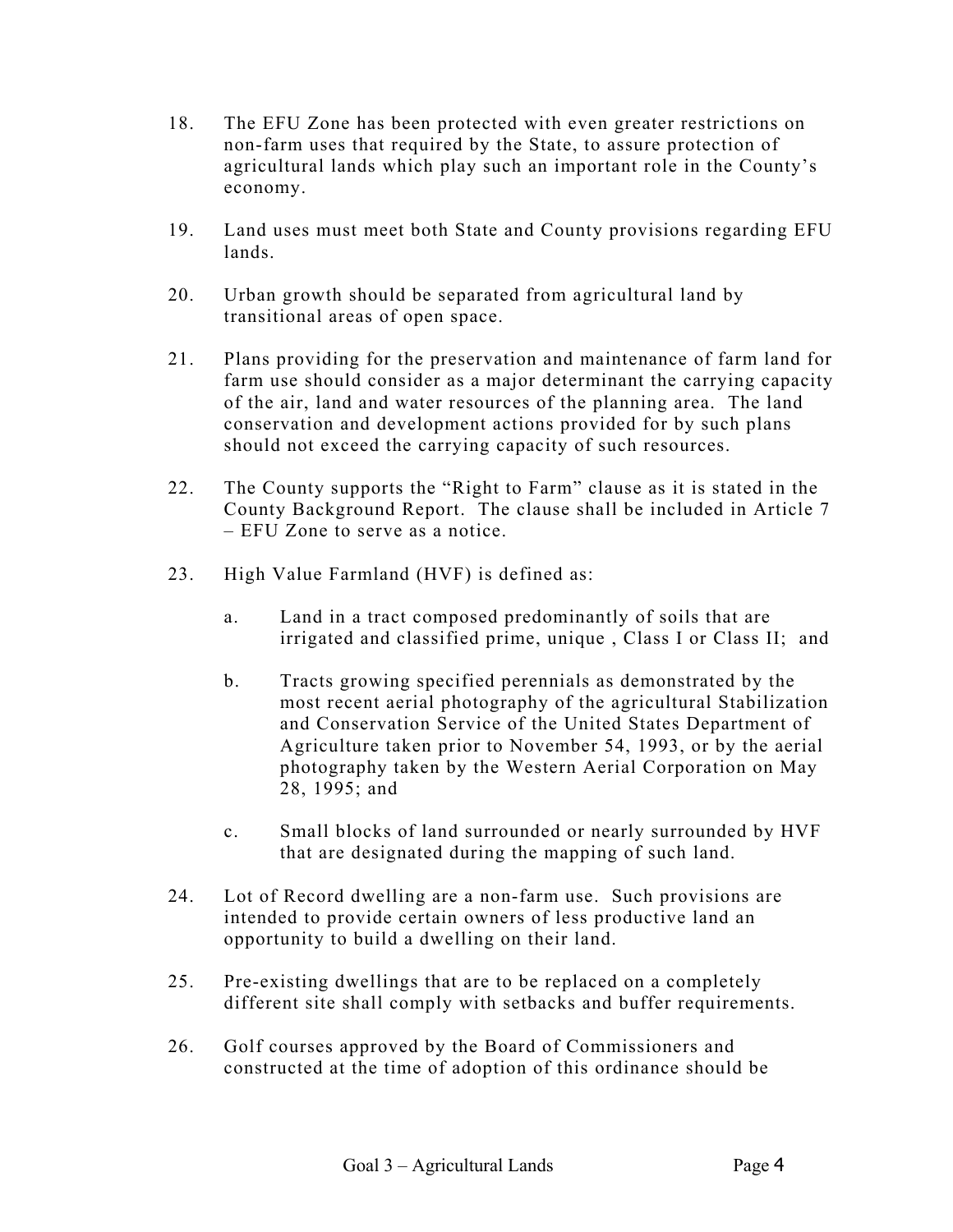18. The EFU Zone has been protected with even greater restrictions on non-farm uses that required by the State, to assure protection of agricultural lands which play such an important role in the County's economy.

19. Land uses must meet both State and County provisions regarding EFU lands.

20. Urban growth should be separated from agricultural land by transitional areas of open space.

21. Plans providing for the preservation and maintenance of farm land for farm use should consider as a major determinant the carrying capacity of the air, land and water resources of the planning area. The land conservation and development actions provided for by such plans should not exceed the carrying capacity of such resources.

22. The County supports the "Right to Farm" clause as it is stated in the County Background Report. The clause shall be included in Article 7 – EFU Zone to serve as a notice.

23. High Value Farmland (HVF) is defined as:

    a. Land in a tract composed predominantly of soils that are irrigated and classified prime, unique , Class I or Class II; and

    b. Tracts growing specified perennials as demonstrated by the most recent aerial photography of the agricultural Stabilization and Conservation Service of the United States Department of Agriculture taken prior to November 54, 1993, or by the aerial photography taken by the Western Aerial Corporation on May 28, 1995; and

    c. Small blocks of land surrounded or nearly surrounded by HVF that are designated during the mapping of such land.

24. Lot of Record dwelling are a non-farm use. Such provisions are intended to provide certain owners of less productive land an opportunity to build a dwelling on their land.

25. Pre-existing dwellings that are to be replaced on a completely different site shall comply with setbacks and buffer requirements.

26. Golf courses approved by the Board of Commissioners and constructed at the time of adoption of this ordinance should be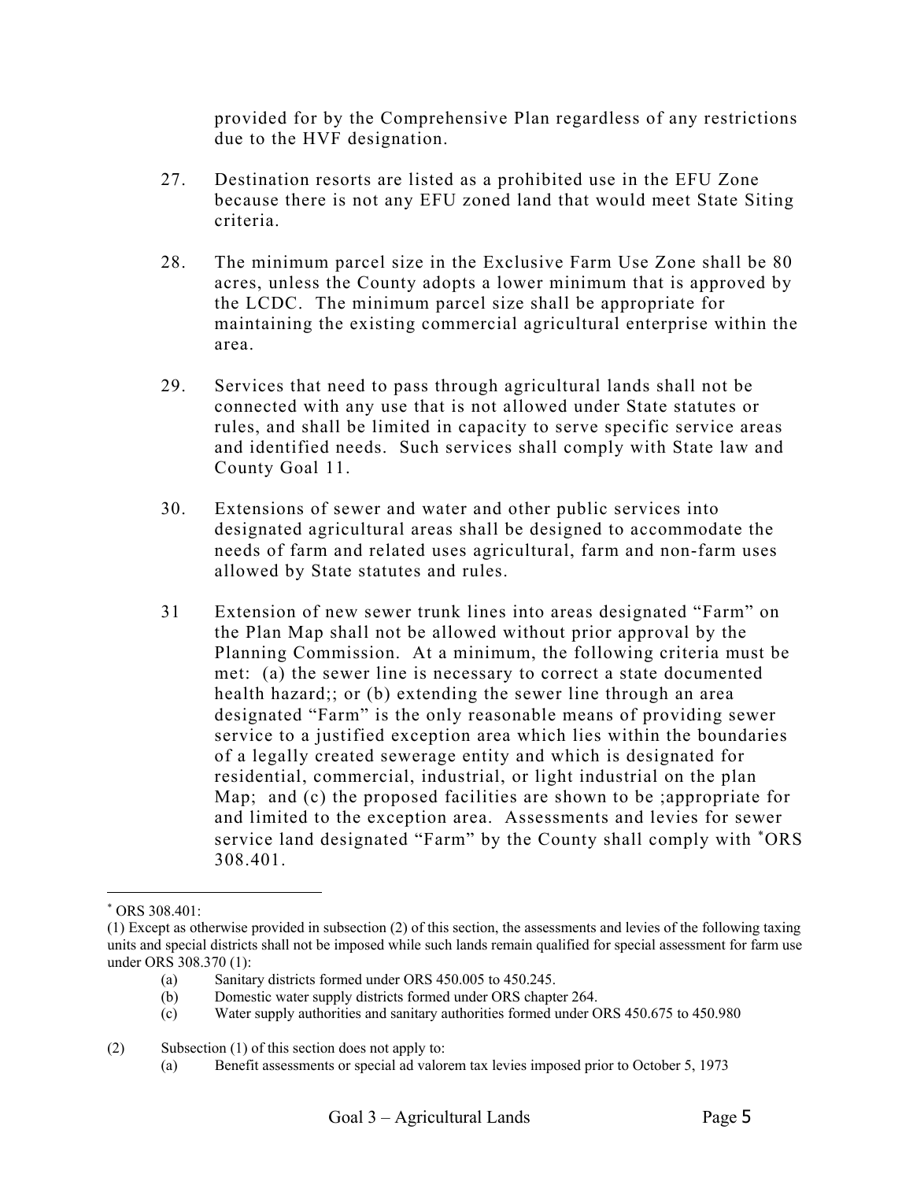provided for by the Comprehensive Plan regardless of any restrictions due to the HVF designation.

27. Destination resorts are listed as a prohibited use in the EFU Zone because there is not any EFU zoned land that would meet State Siting criteria.

28. The minimum parcel size in the Exclusive Farm Use Zone shall be 80 acres, unless the County adopts a lower minimum that is approved by the LCDC. The minimum parcel size shall be appropriate for maintaining the existing commercial agricultural enterprise within the area.

29. Services that need to pass through agricultural lands shall not be connected with any use that is not allowed under State statutes or rules, and shall be limited in capacity to serve specific service areas and identified needs. Such services shall comply with State law and County Goal 11.

30. Extensions of sewer and water and other public services into designated agricultural areas shall be designed to accommodate the needs of farm and related uses agricultural, farm and non-farm uses allowed by State statutes and rules.

31 Extension of new sewer trunk lines into areas designated "Farm" on the Plan Map shall not be allowed without prior approval by the Planning Commission. At a minimum, the following criteria must be met: (a) the sewer line is necessary to correct a state documented health hazard;; or (b) extending the sewer line through an area designated "Farm" is the only reasonable means of providing sewer service to a justified exception area which lies within the boundaries of a legally created sewerage entity and which is designated for residential, commercial, industrial, or light industrial on the plan Map; and (c) the proposed facilities are shown to be ;appropriate for and limited to the exception area. Assessments and levies for sewer service land designated "Farm" by the County shall comply with *ORS 308.401.

---

* ORS 308.401:

(1) Except as otherwise provided in subsection (2) of this section, the assessments and levies of the following taxing units and special districts shall not be imposed while such lands remain qualified for special assessment for farm use under ORS 308.370 (1):

(a) Sanitary districts formed under ORS 450.005 to 450.245.

(b) Domestic water supply districts formed under ORS chapter 264.

(c) Water supply authorities and sanitary authorities formed under ORS 450.675 to 450.980

(2) Subsection (1) of this section does not apply to:

(a) Benefit assessments or special ad valorem tax levies imposed prior to October 5, 1973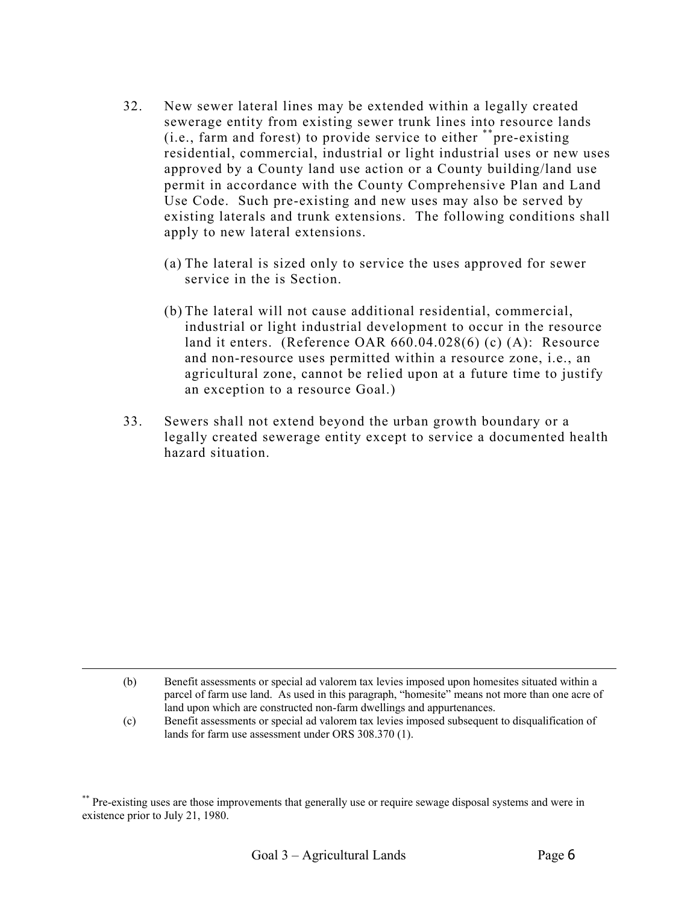32. New sewer lateral lines may be extended within a legally created sewerage entity from existing sewer trunk lines into resource lands (i.e., farm and forest) to provide service to either [**]pre-existing residential, commercial, industrial or light industrial uses or new uses approved by a County land use action or a County building/land use permit in accordance with the County Comprehensive Plan and Land Use Code. Such pre-existing and new uses may also be served by existing laterals and trunk extensions. The following conditions shall apply to new lateral extensions.

    (a) The lateral is sized only to service the uses approved for sewer service in the is Section.

    (b) The lateral will not cause additional residential, commercial, industrial or light industrial development to occur in the resource land it enters. (Reference OAR 660.04.028(6) (c) (A): Resource and non-resource uses permitted within a resource zone, i.e., an agricultural zone, cannot be relied upon at a future time to justify an exception to a resource Goal.)

33. Sewers shall not extend beyond the urban growth boundary or a legally created sewerage entity except to service a documented health hazard situation.

---

(b) Benefit assessments or special ad valorem tax levies imposed upon homesites situated within a parcel of farm use land. As used in this paragraph, "homesite" means not more than one acre of land upon which are constructed non-farm dwellings and appurtenances.

(c) Benefit assessments or special ad valorem tax levies imposed subsequent to disqualification of lands for farm use assessment under ORS 308.370 (1).

[**] Pre-existing uses are those improvements that generally use or require sewage disposal systems and were in existence prior to July 21, 1980.